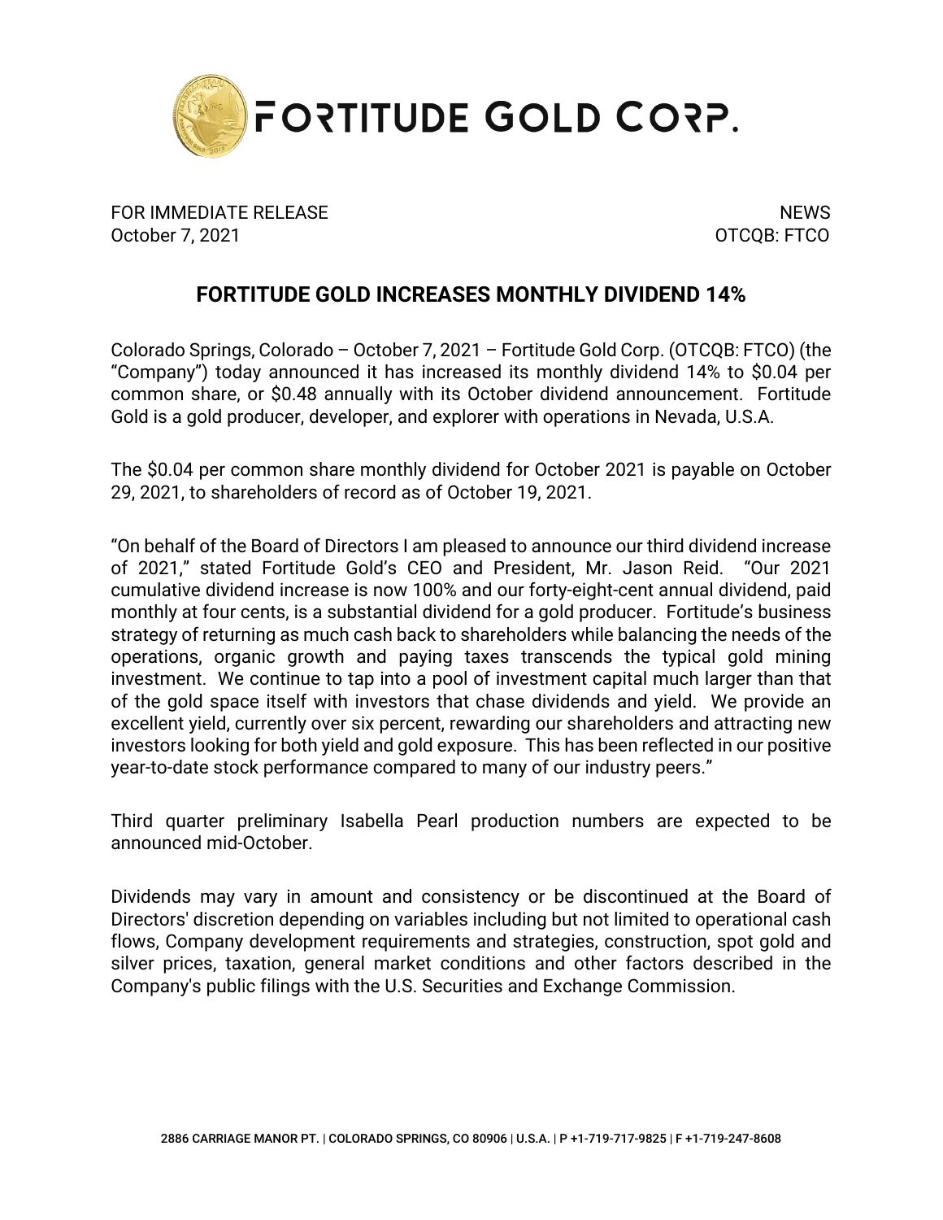FORTITUDE GOLD CORP.

FOR IMMEDIATE RELEASE
October 7, 2021

NEWS
OTCQB: FTCO

# FORTITUDE GOLD INCREASES MONTHLY DIVIDEND 14%

Colorado Springs, Colorado – October 7, 2021 – Fortitude Gold Corp. (OTCQB: FTCO) (the "Company") today announced it has increased its monthly dividend 14% to $0.04 per common share, or $0.48 annually with its October dividend announcement. Fortitude Gold is a gold producer, developer, and explorer with operations in Nevada, U.S.A.

The $0.04 per common share monthly dividend for October 2021 is payable on October 29, 2021, to shareholders of record as of October 19, 2021.

"On behalf of the Board of Directors I am pleased to announce our third dividend increase of 2021," stated Fortitude Gold's CEO and President, Mr. Jason Reid. "Our 2021 cumulative dividend increase is now 100% and our forty-eight-cent annual dividend, paid monthly at four cents, is a substantial dividend for a gold producer. Fortitude's business strategy of returning as much cash back to shareholders while balancing the needs of the operations, organic growth and paying taxes transcends the typical gold mining investment. We continue to tap into a pool of investment capital much larger than that of the gold space itself with investors that chase dividends and yield. We provide an excellent yield, currently over six percent, rewarding our shareholders and attracting new investors looking for both yield and gold exposure. This has been reflected in our positive year-to-date stock performance compared to many of our industry peers."

Third quarter preliminary Isabella Pearl production numbers are expected to be announced mid-October.

Dividends may vary in amount and consistency or be discontinued at the Board of Directors' discretion depending on variables including but not limited to operational cash flows, Company development requirements and strategies, construction, spot gold and silver prices, taxation, general market conditions and other factors described in the Company's public filings with the U.S. Securities and Exchange Commission.

2886 CARRIAGE MANOR PT. | COLORADO SPRINGS, CO 80906 | U.S.A. | P +1-719-717-9825 | F +1-719-247-8608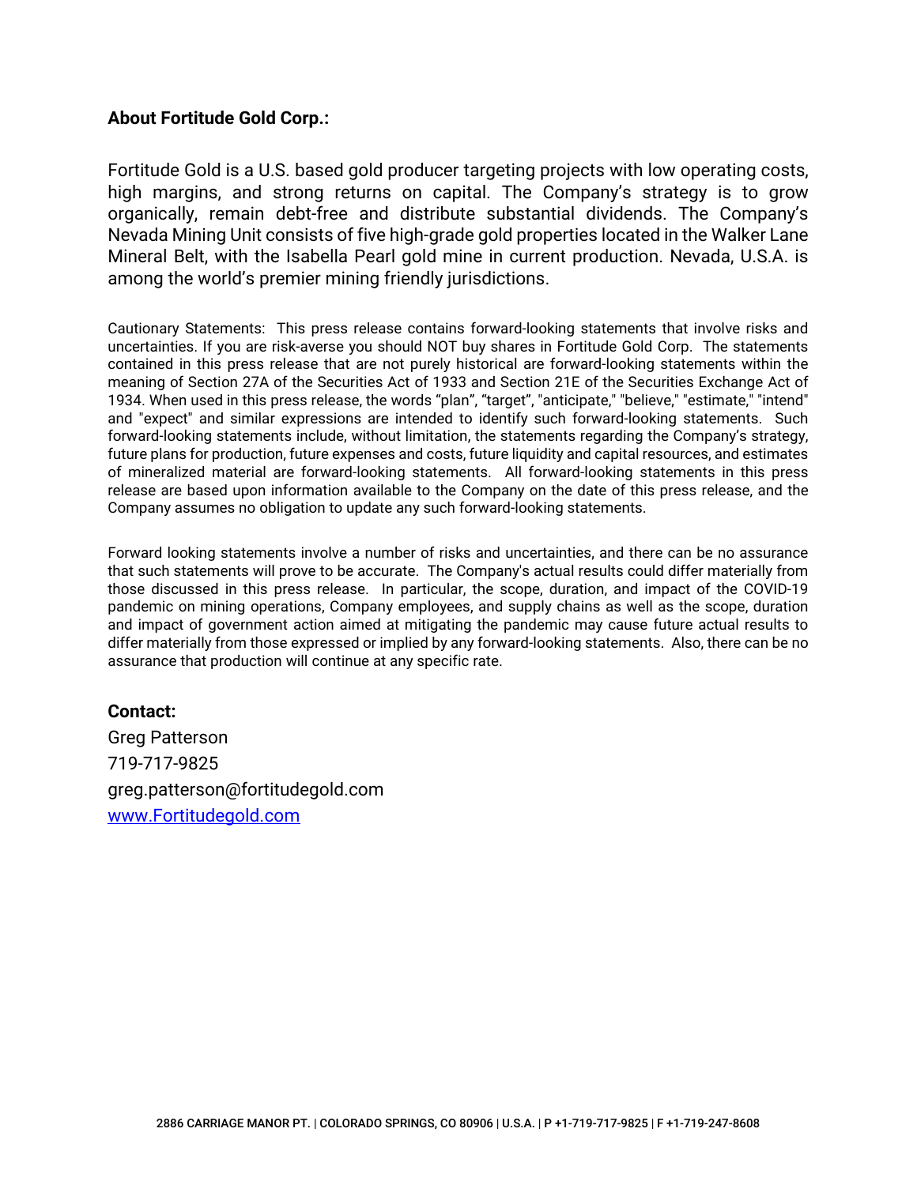**About Fortitude Gold Corp.:**

Fortitude Gold is a U.S. based gold producer targeting projects with low operating costs, high margins, and strong returns on capital. The Company's strategy is to grow organically, remain debt-free and distribute substantial dividends. The Company's Nevada Mining Unit consists of five high-grade gold properties located in the Walker Lane Mineral Belt, with the Isabella Pearl gold mine in current production. Nevada, U.S.A. is among the world's premier mining friendly jurisdictions.

Cautionary Statements: This press release contains forward-looking statements that involve risks and uncertainties. If you are risk-averse you should NOT buy shares in Fortitude Gold Corp. The statements contained in this press release that are not purely historical are forward-looking statements within the meaning of Section 27A of the Securities Act of 1933 and Section 21E of the Securities Exchange Act of 1934. When used in this press release, the words "plan", "target", "anticipate," "believe," "estimate," "intend" and "expect" and similar expressions are intended to identify such forward-looking statements. Such forward-looking statements include, without limitation, the statements regarding the Company's strategy, future plans for production, future expenses and costs, future liquidity and capital resources, and estimates of mineralized material are forward-looking statements. All forward-looking statements in this press release are based upon information available to the Company on the date of this press release, and the Company assumes no obligation to update any such forward-looking statements.

Forward looking statements involve a number of risks and uncertainties, and there can be no assurance that such statements will prove to be accurate. The Company's actual results could differ materially from those discussed in this press release. In particular, the scope, duration, and impact of the COVID-19 pandemic on mining operations, Company employees, and supply chains as well as the scope, duration and impact of government action aimed at mitigating the pandemic may cause future actual results to differ materially from those expressed or implied by any forward-looking statements. Also, there can be no assurance that production will continue at any specific rate.

**Contact:**

Greg Patterson
719-717-9825
greg.patterson@fortitudegold.com
[www.Fortitudegold.com](http://www.Fortitudegold.com)